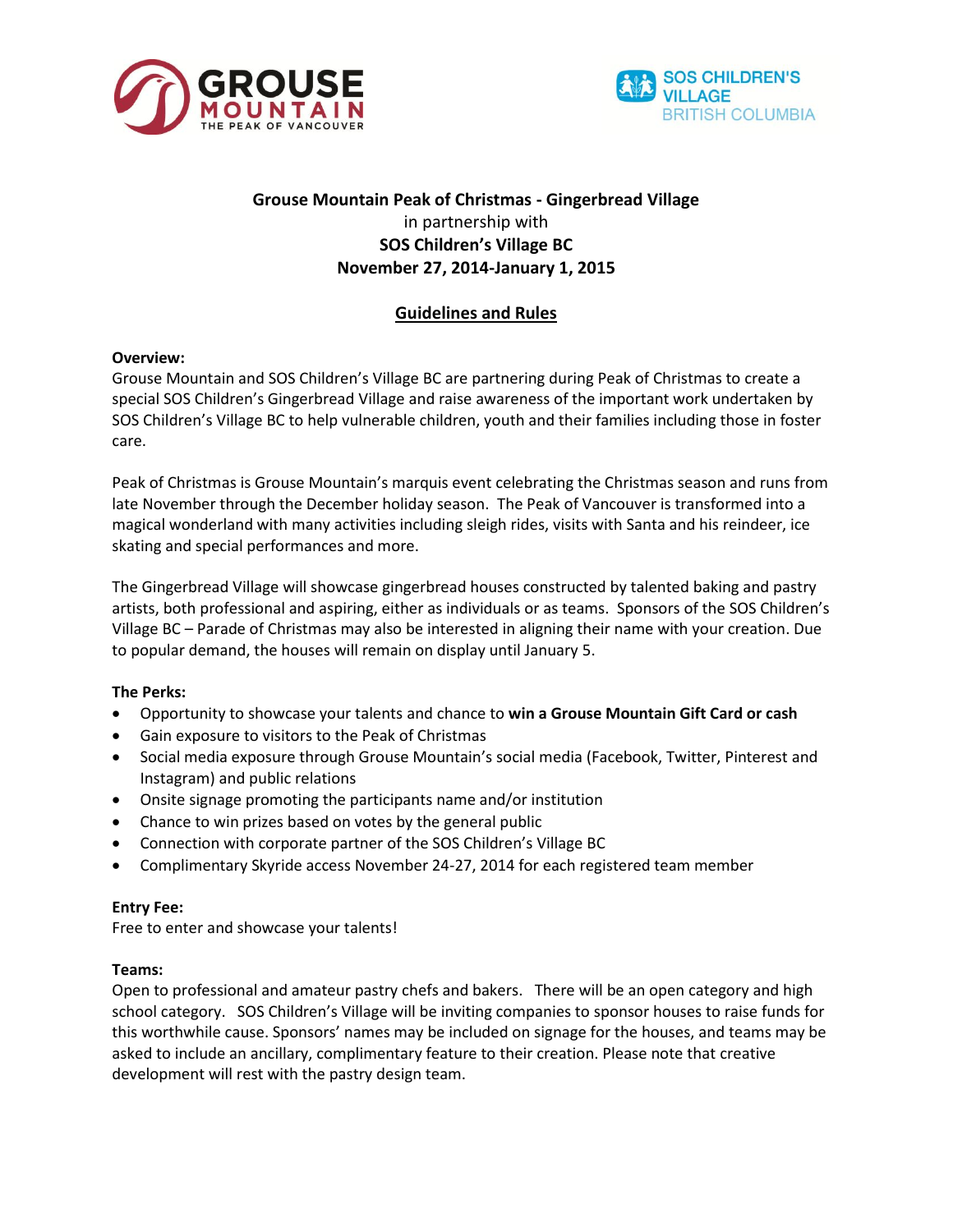GROUSE MOUNTAIN
THE PEAK OF VANCOUVER

SOS CHILDREN'S VILLAGE
BRITISH COLUMBIA

**Grouse Mountain Peak of Christmas - Gingerbread Village**
in partnership with
**SOS Children's Village BC**
**November 27, 2014-January 1, 2015**

## Guidelines and Rules

**Overview:**
Grouse Mountain and SOS Children's Village BC are partnering during Peak of Christmas to create a special SOS Children's Gingerbread Village and raise awareness of the important work undertaken by SOS Children's Village BC to help vulnerable children, youth and their families including those in foster care.

Peak of Christmas is Grouse Mountain's marquis event celebrating the Christmas season and runs from late November through the December holiday season. The Peak of Vancouver is transformed into a magical wonderland with many activities including sleigh rides, visits with Santa and his reindeer, ice skating and special performances and more.

The Gingerbread Village will showcase gingerbread houses constructed by talented baking and pastry artists, both professional and aspiring, either as individuals or as teams. Sponsors of the SOS Children's Village BC – Parade of Christmas may also be interested in aligning their name with your creation. Due to popular demand, the houses will remain on display until January 5.

**The Perks:**
- Opportunity to showcase your talents and chance to **win a Grouse Mountain Gift Card or cash**
- Gain exposure to visitors to the Peak of Christmas
- Social media exposure through Grouse Mountain's social media (Facebook, Twitter, Pinterest and Instagram) and public relations
- Onsite signage promoting the participants name and/or institution
- Chance to win prizes based on votes by the general public
- Connection with corporate partner of the SOS Children's Village BC
- Complimentary Skyride access November 24-27, 2014 for each registered team member

**Entry Fee:**
Free to enter and showcase your talents!

**Teams:**
Open to professional and amateur pastry chefs and bakers. There will be an open category and high school category. SOS Children's Village will be inviting companies to sponsor houses to raise funds for this worthwhile cause. Sponsors' names may be included on signage for the houses, and teams may be asked to include an ancillary, complimentary feature to their creation. Please note that creative development will rest with the pastry design team.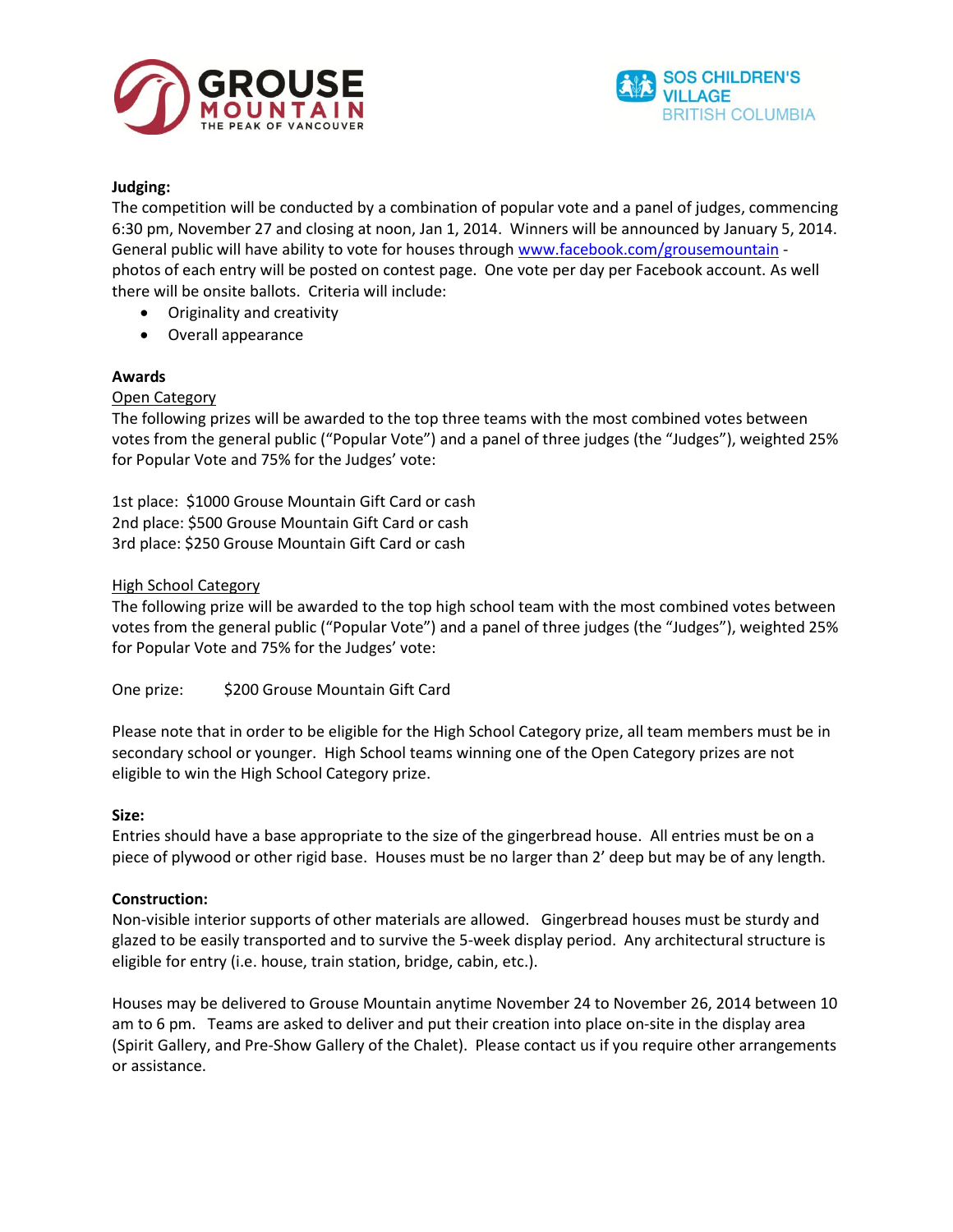**Judging:**

The competition will be conducted by a combination of popular vote and a panel of judges, commencing 6:30 pm, November 27 and closing at noon, Jan 1, 2014. Winners will be announced by January 5, 2014. General public will have ability to vote for houses through www.facebook.com/grousemountain - photos of each entry will be posted on contest page. One vote per day per Facebook account. As well there will be onsite ballots. Criteria will include:

- Originality and creativity
- Overall appearance

**Awards**

Open Category

The following prizes will be awarded to the top three teams with the most combined votes between votes from the general public ("Popular Vote") and a panel of three judges (the "Judges"), weighted 25% for Popular Vote and 75% for the Judges' vote:

1st place: $1000 Grouse Mountain Gift Card or cash
2nd place: $500 Grouse Mountain Gift Card or cash
3rd place: $250 Grouse Mountain Gift Card or cash

High School Category

The following prize will be awarded to the top high school team with the most combined votes between votes from the general public ("Popular Vote") and a panel of three judges (the "Judges"), weighted 25% for Popular Vote and 75% for the Judges' vote:

One prize: $200 Grouse Mountain Gift Card

Please note that in order to be eligible for the High School Category prize, all team members must be in secondary school or younger. High School teams winning one of the Open Category prizes are not eligible to win the High School Category prize.

**Size:**

Entries should have a base appropriate to the size of the gingerbread house. All entries must be on a piece of plywood or other rigid base. Houses must be no larger than 2' deep but may be of any length.

**Construction:**

Non-visible interior supports of other materials are allowed. Gingerbread houses must be sturdy and glazed to be easily transported and to survive the 5-week display period. Any architectural structure is eligible for entry (i.e. house, train station, bridge, cabin, etc.).

Houses may be delivered to Grouse Mountain anytime November 24 to November 26, 2014 between 10 am to 6 pm. Teams are asked to deliver and put their creation into place on-site in the display area (Spirit Gallery, and Pre-Show Gallery of the Chalet). Please contact us if you require other arrangements or assistance.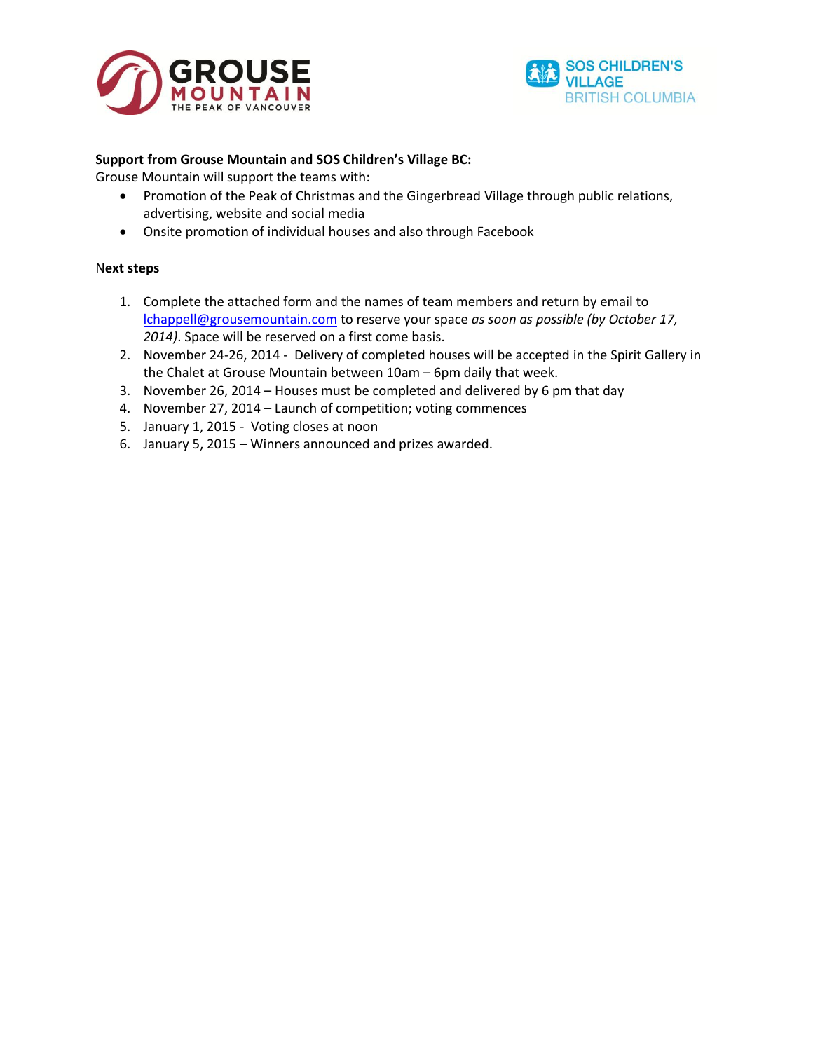**Support from Grouse Mountain and SOS Children's Village BC:**

Grouse Mountain will support the teams with:

- Promotion of the Peak of Christmas and the Gingerbread Village through public relations, advertising, website and social media
- Onsite promotion of individual houses and also through Facebook

**Next steps**

1. Complete the attached form and the names of team members and return by email to lchappell@grousemountain.com to reserve your space *as soon as possible (by October 17, 2014)*. Space will be reserved on a first come basis.
2. November 24-26, 2014 - Delivery of completed houses will be accepted in the Spirit Gallery in the Chalet at Grouse Mountain between 10am – 6pm daily that week.
3. November 26, 2014 – Houses must be completed and delivered by 6 pm that day
4. November 27, 2014 – Launch of competition; voting commences
5. January 1, 2015 - Voting closes at noon
6. January 5, 2015 – Winners announced and prizes awarded.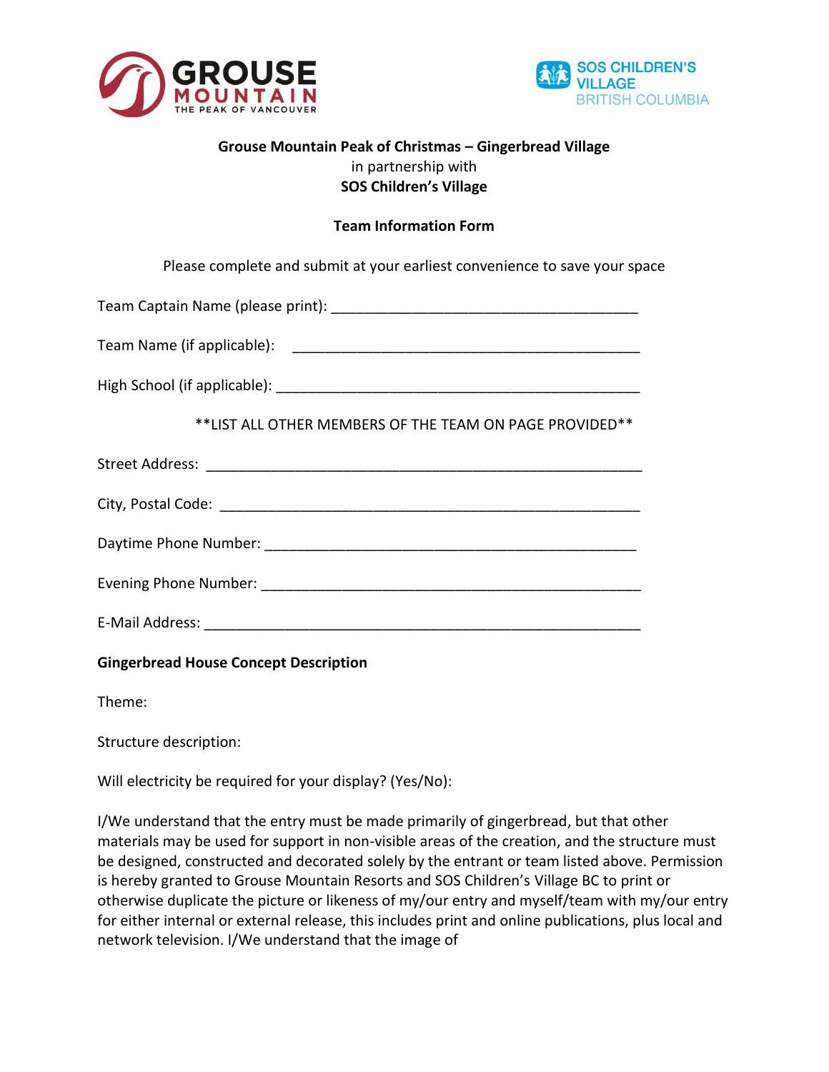GROUSE MOUNTAIN
THE PEAK OF VANCOUVER

SOS CHILDREN'S VILLAGE
BRITISH COLUMBIA

**Grouse Mountain Peak of Christmas – Gingerbread Village**
in partnership with
**SOS Children's Village**

**Team Information Form**

Please complete and submit at your earliest convenience to save your space

Team Captain Name (please print): ________________________________________

Team Name (if applicable): ________________________________________

High School (if applicable): ________________________________________

**LIST ALL OTHER MEMBERS OF THE TEAM ON PAGE PROVIDED**

Street Address: ________________________________________

City, Postal Code: ________________________________________

Daytime Phone Number: ________________________________________

Evening Phone Number: ________________________________________

E-Mail Address: ________________________________________

**Gingerbread House Concept Description**

Theme:

Structure description:

Will electricity be required for your display? (Yes/No):

I/We understand that the entry must be made primarily of gingerbread, but that other materials may be used for support in non-visible areas of the creation, and the structure must be designed, constructed and decorated solely by the entrant or team listed above. Permission is hereby granted to Grouse Mountain Resorts and SOS Children's Village BC to print or otherwise duplicate the picture or likeness of my/our entry and myself/team with my/our entry for either internal or external release, this includes print and online publications, plus local and network television. I/We understand that the image of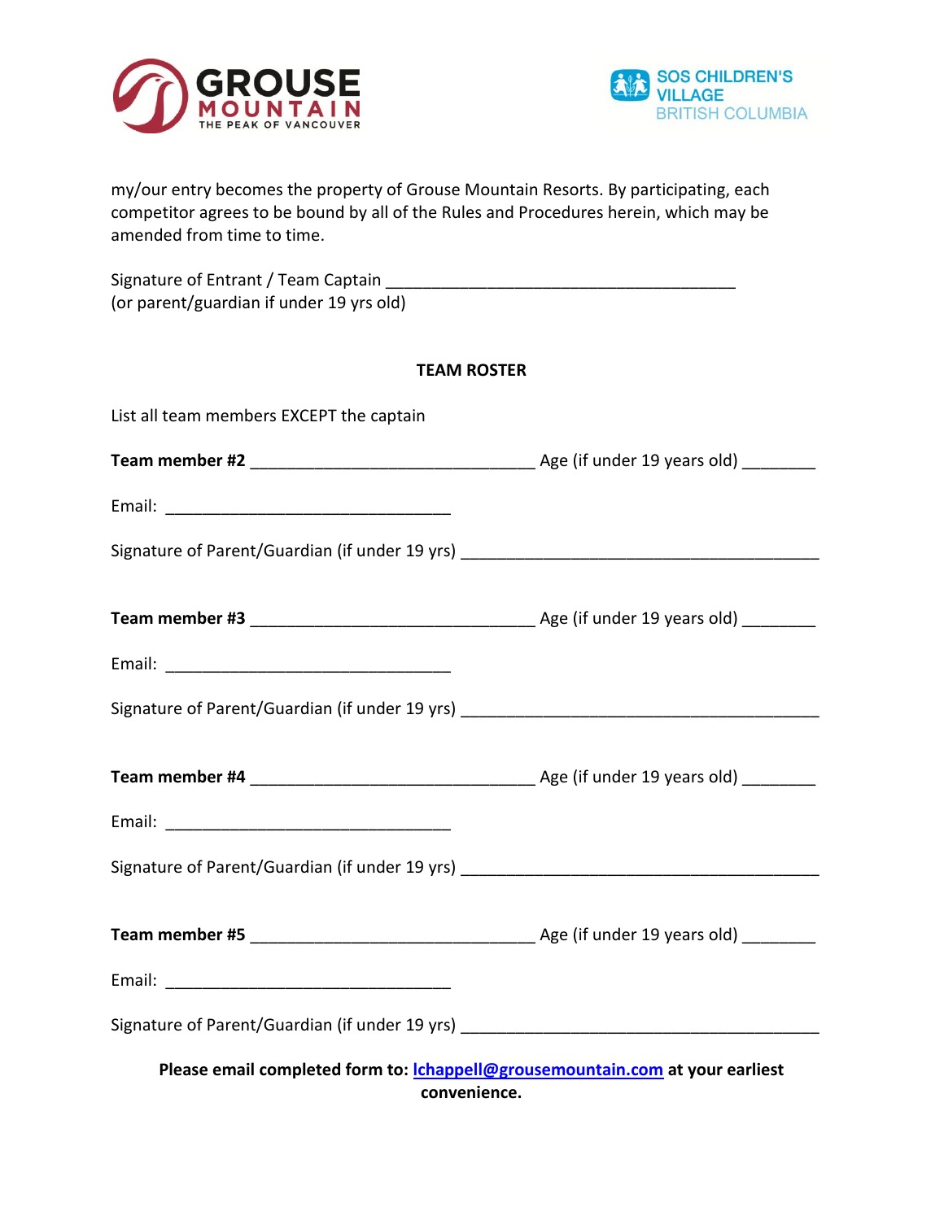my/our entry becomes the property of Grouse Mountain Resorts. By participating, each competitor agrees to be bound by all of the Rules and Procedures herein, which may be amended from time to time.

Signature of Entrant / Team Captain _______________________________________
(or parent/guardian if under 19 yrs old)

**TEAM ROSTER**

List all team members EXCEPT the captain

**Team member #2** ________________________________ Age (if under 19 years old) ________

Email: ________________________________

Signature of Parent/Guardian (if under 19 yrs) ________________________________________

**Team member #3** ________________________________ Age (if under 19 years old) ________

Email: ________________________________

Signature of Parent/Guardian (if under 19 yrs) ________________________________________

**Team member #4** ________________________________ Age (if under 19 years old) ________

Email: ________________________________

Signature of Parent/Guardian (if under 19 yrs) ________________________________________

**Team member #5** ________________________________ Age (if under 19 years old) ________

Email: ________________________________

Signature of Parent/Guardian (if under 19 yrs) ________________________________________

**Please email completed form to: [lchappell@grousemountain.com](mailto:lchappell@grousemountain.com) at your earliest convenience.**